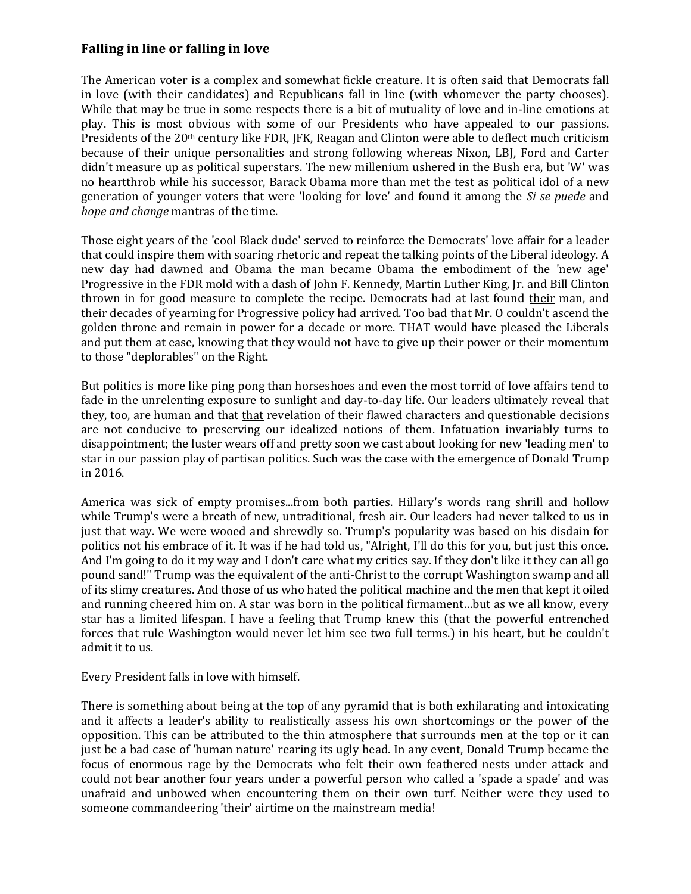### Falling in line or falling in love

The American voter is a complex and somewhat fickle creature. It is often said that Democrats fall in love (with their candidates) and Republicans fall in line (with whomever the party chooses). While that may be true in some respects there is a bit of mutuality of love and in-line emotions at play. This is most obvious with some of our Presidents who have appealed to our passions. Presidents of the 20th century like FDR, JFK, Reagan and Clinton were able to deflect much criticism because of their unique personalities and strong following whereas Nixon, LBJ, Ford and Carter didn't measure up as political superstars. The new millenium ushered in the Bush era, but 'W' was no heartthrob while his successor, Barack Obama more than met the test as political idol of a new generation of younger voters that were 'looking for love' and found it among the *Si se puede* and *hope and change* mantras of the time.

Those eight years of the 'cool Black dude' served to reinforce the Democrats' love affair for a leader that could inspire them with soaring rhetoric and repeat the talking points of the Liberal ideology. A new day had dawned and Obama the man became Obama the embodiment of the 'new age' Progressive in the FDR mold with a dash of John F. Kennedy, Martin Luther King, Jr. and Bill Clinton thrown in for good measure to complete the recipe. Democrats had at last found <u>their</u> man, and their decades of yearning for Progressive policy had arrived. Too bad that Mr. O couldn't ascend the golden throne and remain in power for a decade or more. THAT would have pleased the Liberals and put them at ease, knowing that they would not have to give up their power or their momentum to those "deplorables" on the Right.

But politics is more like ping pong than horseshoes and even the most torrid of love affairs tend to fade in the unrelenting exposure to sunlight and day-to-day life. Our leaders ultimately reveal that they, too, are human and that <u>that</u> revelation of their flawed characters and questionable decisions are not conducive to preserving our idealized notions of them. Infatuation invariably turns to disappointment; the luster wears off and pretty soon we cast about looking for new 'leading men' to star in our passion play of partisan politics. Such was the case with the emergence of Donald Trump in 2016.

America was sick of empty promises...from both parties. Hillary's words rang shrill and hollow while Trump's were a breath of new, untraditional, fresh air. Our leaders had never talked to us in just that way. We were wooed and shrewdly so. Trump's popularity was based on his disdain for politics not his embrace of it. It was if he had told us, "Alright, I'll do this for you, but just this once. And I'm going to do it <u>my way</u> and I don't care what my critics say. If they don't like it they can all go pound sand!" Trump was the equivalent of the anti-Christ to the corrupt Washington swamp and all of its slimy creatures. And those of us who hated the political machine and the men that kept it oiled and running cheered him on. A star was born in the political firmament…but as we all know, every star has a limited lifespan. I have a feeling that Trump knew this (that the powerful entrenched forces that rule Washington would never let him see two full terms.) in his heart, but he couldn't admit it to us.

Every President falls in love with himself.

There is something about being at the top of any pyramid that is both exhilarating and intoxicating and it affects a leader's ability to realistically assess his own shortcomings or the power of the opposition. This can be attributed to the thin atmosphere that surrounds men at the top or it can just be a bad case of 'human nature' rearing its ugly head. In any event, Donald Trump became the focus of enormous rage by the Democrats who felt their own feathered nests under attack and could not bear another four years under a powerful person who called a 'spade a spade' and was unafraid and unbowed when encountering them on their own turf. Neither were they used to someone commandeering 'their' airtime on the mainstream media!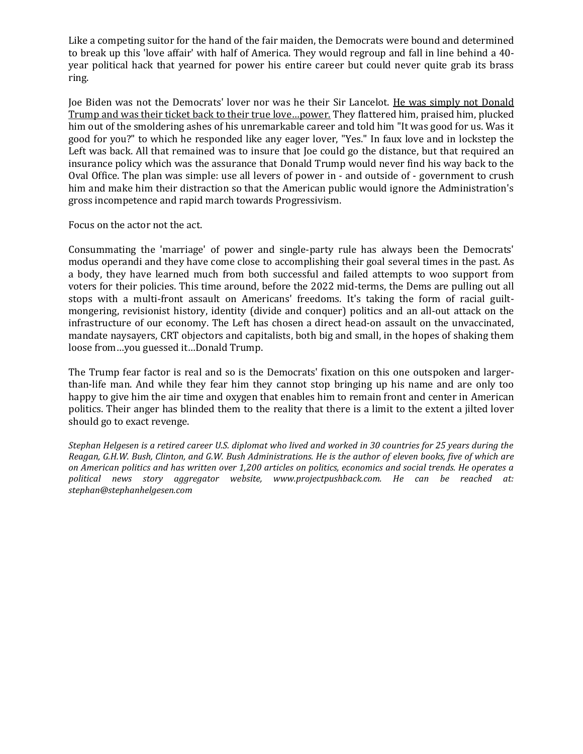Like a competing suitor for the hand of the fair maiden, the Democrats were bound and determined to break up this 'love affair' with half of America. They would regroup and fall in line behind a 40-year political hack that yearned for power his entire career but could never quite grab its brass ring.

Joe Biden was not the Democrats' lover nor was he their Sir Lancelot. <u>He was simply not Donald Trump and was their ticket back to their true love…power.</u> They flattered him, praised him, plucked him out of the smoldering ashes of his unremarkable career and told him "It was good for us. Was it good for you?" to which he responded like any eager lover, "Yes." In faux love and in lockstep the Left was back. All that remained was to insure that Joe could go the distance, but that required an insurance policy which was the assurance that Donald Trump would never find his way back to the Oval Office. The plan was simple: use all levers of power in - and outside of - government to crush him and make him their distraction so that the American public would ignore the Administration's gross incompetence and rapid march towards Progressivism.

Focus on the actor not the act.

Consummating the 'marriage' of power and single-party rule has always been the Democrats' modus operandi and they have come close to accomplishing their goal several times in the past. As a body, they have learned much from both successful and failed attempts to woo support from voters for their policies. This time around, before the 2022 mid-terms, the Dems are pulling out all stops with a multi-front assault on Americans' freedoms. It's taking the form of racial guilt-mongering, revisionist history, identity (divide and conquer) politics and an all-out attack on the infrastructure of our economy. The Left has chosen a direct head-on assault on the unvaccinated, mandate naysayers, CRT objectors and capitalists, both big and small, in the hopes of shaking them loose from…you guessed it…Donald Trump.

The Trump fear factor is real and so is the Democrats' fixation on this one outspoken and larger-than-life man. And while they fear him they cannot stop bringing up his name and are only too happy to give him the air time and oxygen that enables him to remain front and center in American politics. Their anger has blinded them to the reality that there is a limit to the extent a jilted lover should go to exact revenge.

*Stephan Helgesen is a retired career U.S. diplomat who lived and worked in 30 countries for 25 years during the Reagan, G.H.W. Bush, Clinton, and G.W. Bush Administrations. He is the author of eleven books, five of which are on American politics and has written over 1,200 articles on politics, economics and social trends. He operates a political news story aggregator website, www.projectpushback.com. He can be reached at: stephan@stephanhelgesen.com*